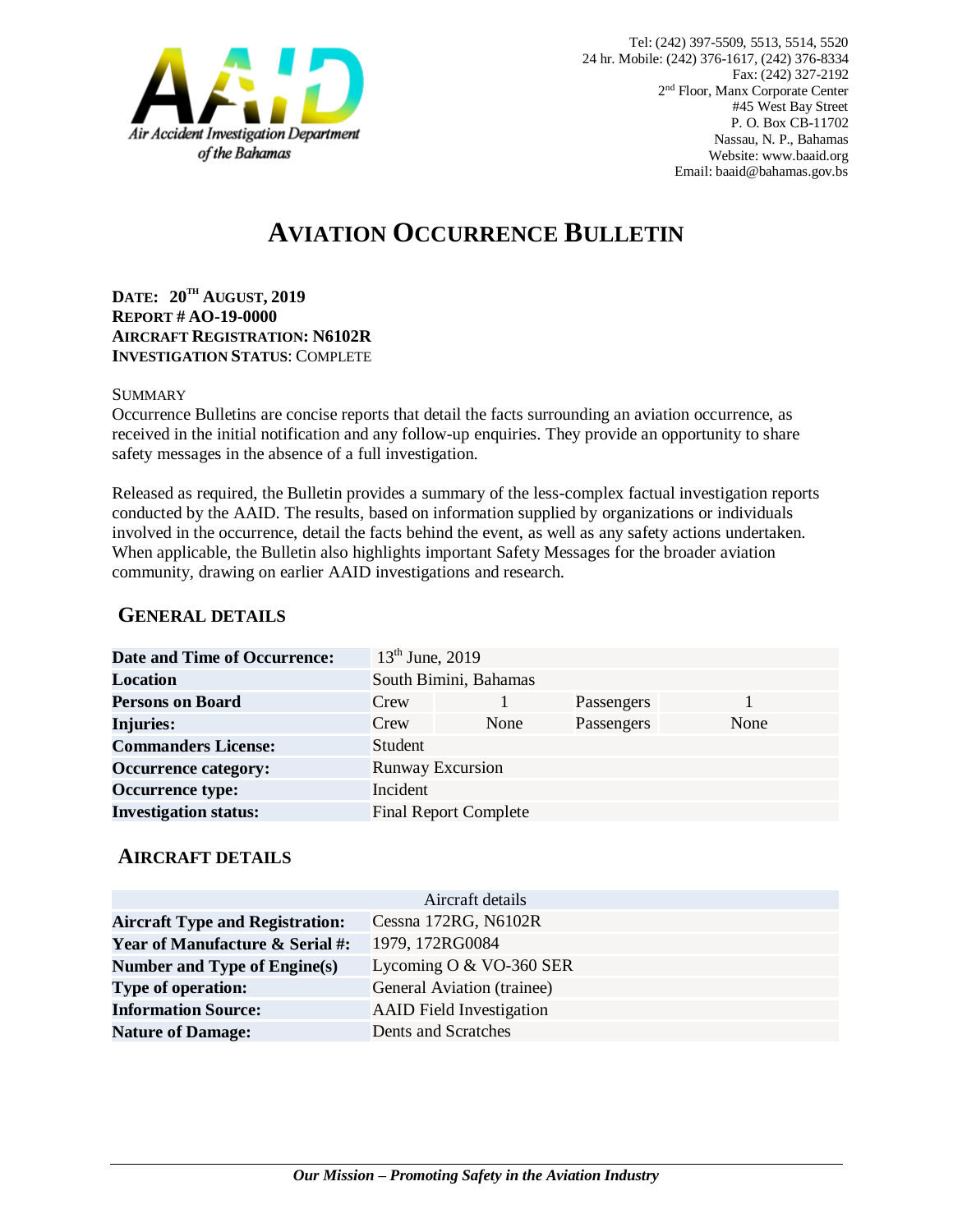Air Accident Investigation Department of the Bahamas

Tel: (242) 397-5509, 5513, 5514, 5520
24 hr. Mobile: (242) 376-1617, (242) 376-8334
Fax: (242) 327-2192
2nd Floor, Manx Corporate Center
#45 West Bay Street
P. O. Box CB-11702
Nassau, N. P., Bahamas
Website: www.baaid.org
Email: baaid@bahamas.gov.bs

# AVIATION OCCURRENCE BULLETIN

**DATE: 20TH AUGUST, 2019**
**REPORT # AO-19-0000**
**AIRCRAFT REGISTRATION: N6102R**
**INVESTIGATION STATUS**: COMPLETE

SUMMARY

Occurrence Bulletins are concise reports that detail the facts surrounding an aviation occurrence, as received in the initial notification and any follow-up enquiries. They provide an opportunity to share safety messages in the absence of a full investigation.

Released as required, the Bulletin provides a summary of the less-complex factual investigation reports conducted by the AAID. The results, based on information supplied by organizations or individuals involved in the occurrence, detail the facts behind the event, as well as any safety actions undertaken. When applicable, the Bulletin also highlights important Safety Messages for the broader aviation community, drawing on earlier AAID investigations and research.

## GENERAL DETAILS

| | | | | |
|---|---|---|---|---|
| **Date and Time of Occurrence:** | 13th June, 2019 | | | |
| **Location** | South Bimini, Bahamas | | | |
| **Persons on Board** | Crew | 1 | Passengers | 1 |
| **Injuries:** | Crew | None | Passengers | None |
| **Commanders License:** | Student | | | |
| **Occurrence category:** | Runway Excursion | | | |
| **Occurrence type:** | Incident | | | |
| **Investigation status:** | Final Report Complete | | | |

## AIRCRAFT DETAILS

| Aircraft details | |
|---|---|
| **Aircraft Type and Registration:** | Cessna 172RG, N6102R |
| **Year of Manufacture & Serial #:** | 1979, 172RG0084 |
| **Number and Type of Engine(s)** | Lycoming O & VO-360 SER |
| **Type of operation:** | General Aviation (trainee) |
| **Information Source:** | AAID Field Investigation |
| **Nature of Damage:** | Dents and Scratches |

*Our Mission – Promoting Safety in the Aviation Industry*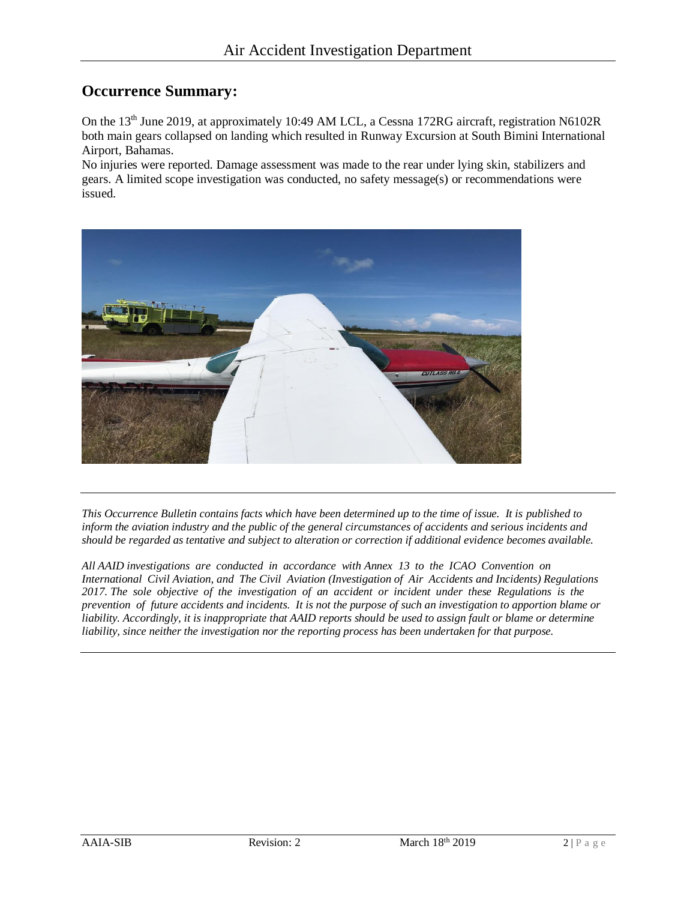## Occurrence Summary:

On the 13th June 2019, at approximately 10:49 AM LCL, a Cessna 172RG aircraft, registration N6102R both main gears collapsed on landing which resulted in Runway Excursion at South Bimini International Airport, Bahamas.
No injuries were reported. Damage assessment was made to the rear under lying skin, stabilizers and gears. A limited scope investigation was conducted, no safety message(s) or recommendations were issued.

---

*This Occurrence Bulletin contains facts which have been determined up to the time of issue. It is published to inform the aviation industry and the public of the general circumstances of accidents and serious incidents and should be regarded as tentative and subject to alteration or correction if additional evidence becomes available.*

*All AAID investigations are conducted in accordance with Annex 13 to the ICAO Convention on International Civil Aviation, and The Civil Aviation (Investigation of Air Accidents and Incidents) Regulations 2017. The sole objective of the investigation of an accident or incident under these Regulations is the prevention of future accidents and incidents. It is not the purpose of such an investigation to apportion blame or liability. Accordingly, it is inappropriate that AAID reports should be used to assign fault or blame or determine liability, since neither the investigation nor the reporting process has been undertaken for that purpose.*